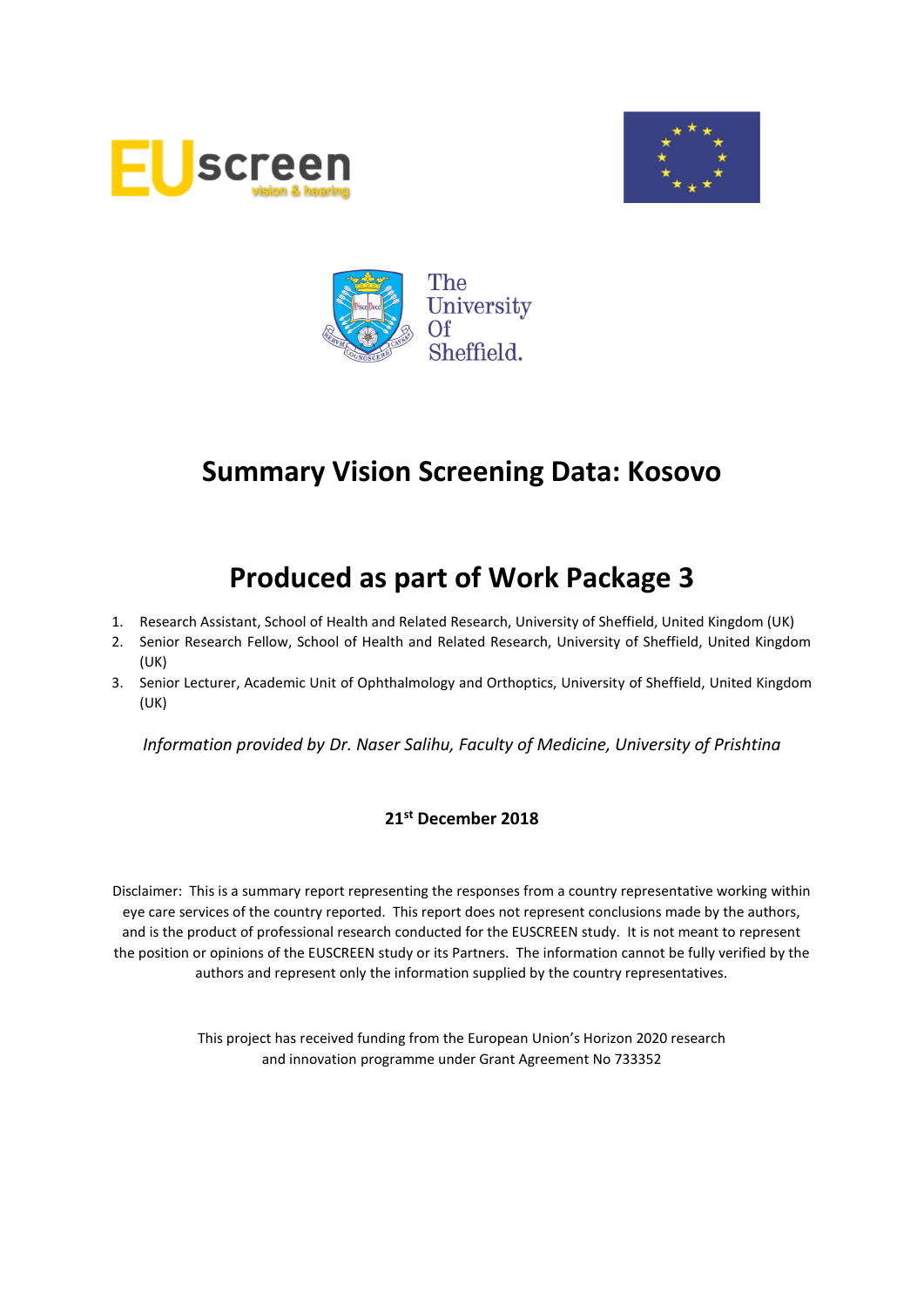# Summary Vision Screening Data: Kosovo

# Produced as part of Work Package 3

1. Research Assistant, School of Health and Related Research, University of Sheffield, United Kingdom (UK)
2. Senior Research Fellow, School of Health and Related Research, University of Sheffield, United Kingdom (UK)
3. Senior Lecturer, Academic Unit of Ophthalmology and Orthoptics, University of Sheffield, United Kingdom (UK)

*Information provided by Dr. Naser Salihu, Faculty of Medicine, University of Prishtina*

**21st December 2018**

Disclaimer: This is a summary report representing the responses from a country representative working within eye care services of the country reported. This report does not represent conclusions made by the authors, and is the product of professional research conducted for the EUSCREEN study. It is not meant to represent the position or opinions of the EUSCREEN study or its Partners. The information cannot be fully verified by the authors and represent only the information supplied by the country representatives.

This project has received funding from the European Union's Horizon 2020 research and innovation programme under Grant Agreement No 733352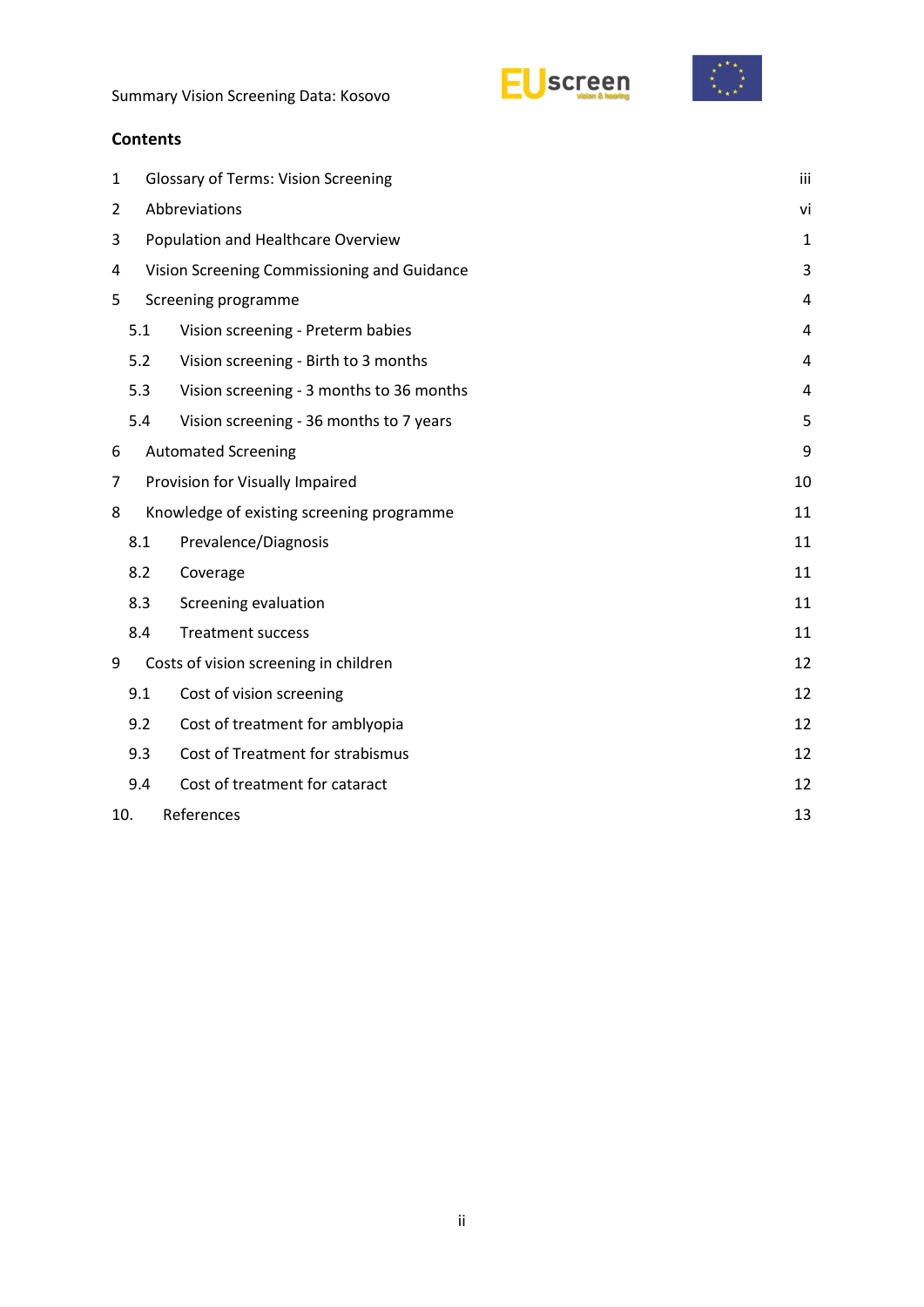## Contents

| | | |
|---|---|---|
| 1 | Glossary of Terms: Vision Screening | iii |
| 2 | Abbreviations | vi |
| 3 | Population and Healthcare Overview | 1 |
| 4 | Vision Screening Commissioning and Guidance | 3 |
| 5 | Screening programme | 4 |
| 5.1 | Vision screening - Preterm babies | 4 |
| 5.2 | Vision screening - Birth to 3 months | 4 |
| 5.3 | Vision screening - 3 months to 36 months | 4 |
| 5.4 | Vision screening - 36 months to 7 years | 5 |
| 6 | Automated Screening | 9 |
| 7 | Provision for Visually Impaired | 10 |
| 8 | Knowledge of existing screening programme | 11 |
| 8.1 | Prevalence/Diagnosis | 11 |
| 8.2 | Coverage | 11 |
| 8.3 | Screening evaluation | 11 |
| 8.4 | Treatment success | 11 |
| 9 | Costs of vision screening in children | 12 |
| 9.1 | Cost of vision screening | 12 |
| 9.2 | Cost of treatment for amblyopia | 12 |
| 9.3 | Cost of Treatment for strabismus | 12 |
| 9.4 | Cost of treatment for cataract | 12 |
| 10. | References | 13 |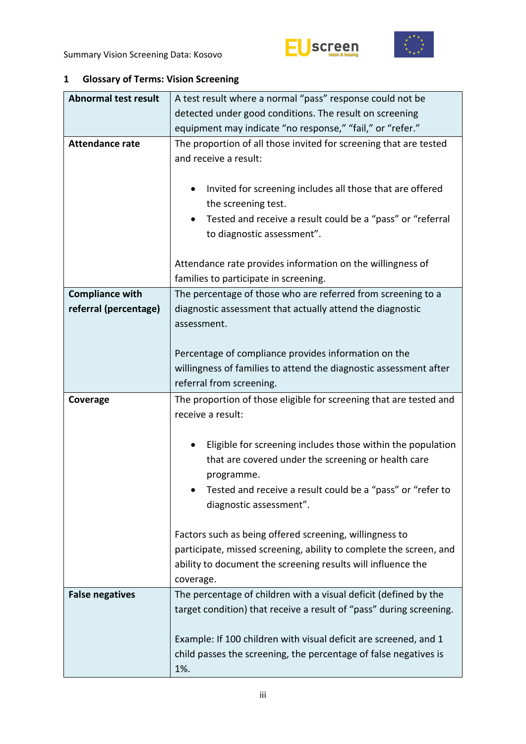## 1 Glossary of Terms: Vision Screening

| | |
|---|---|
| **Abnormal test result** | A test result where a normal "pass" response could not be detected under good conditions. The result on screening equipment may indicate "no response," "fail," or "refer." |
| **Attendance rate** | The proportion of all those invited for screening that are tested and receive a result:<br><br>• Invited for screening includes all those that are offered the screening test.<br>• Tested and receive a result could be a "pass" or "referral to diagnostic assessment".<br><br>Attendance rate provides information on the willingness of families to participate in screening. |
| **Compliance with referral (percentage)** | The percentage of those who are referred from screening to a diagnostic assessment that actually attend the diagnostic assessment.<br><br>Percentage of compliance provides information on the willingness of families to attend the diagnostic assessment after referral from screening. |
| **Coverage** | The proportion of those eligible for screening that are tested and receive a result:<br><br>• Eligible for screening includes those within the population that are covered under the screening or health care programme.<br>• Tested and receive a result could be a "pass" or "refer to diagnostic assessment".<br><br>Factors such as being offered screening, willingness to participate, missed screening, ability to complete the screen, and ability to document the screening results will influence the coverage. |
| **False negatives** | The percentage of children with a visual deficit (defined by the target condition) that receive a result of "pass" during screening.<br><br>Example: If 100 children with visual deficit are screened, and 1 child passes the screening, the percentage of false negatives is 1%. |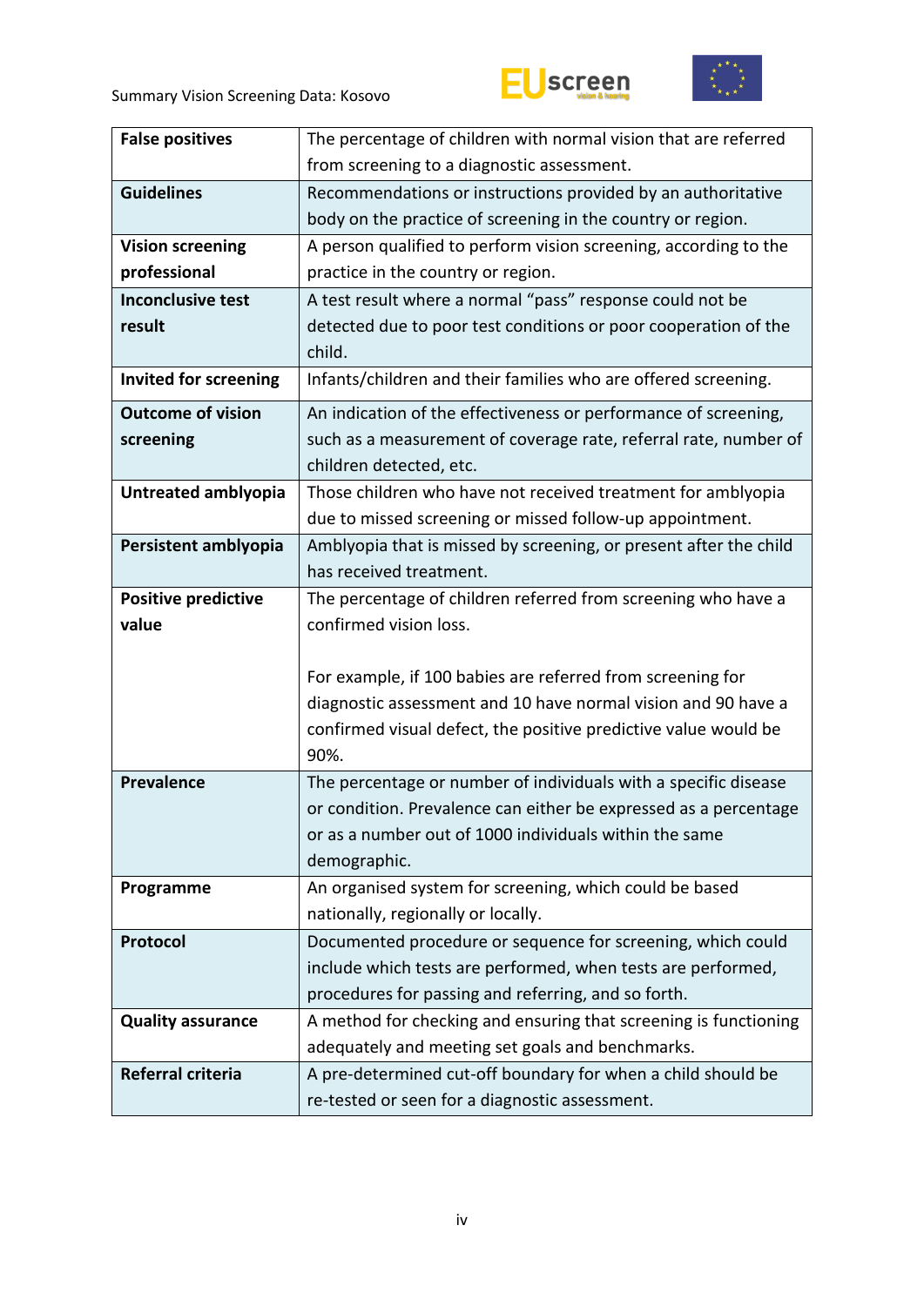| | |
|---|---|
| **False positives** | The percentage of children with normal vision that are referred from screening to a diagnostic assessment. |
| **Guidelines** | Recommendations or instructions provided by an authoritative body on the practice of screening in the country or region. |
| **Vision screening professional** | A person qualified to perform vision screening, according to the practice in the country or region. |
| **Inconclusive test result** | A test result where a normal "pass" response could not be detected due to poor test conditions or poor cooperation of the child. |
| **Invited for screening** | Infants/children and their families who are offered screening. |
| **Outcome of vision screening** | An indication of the effectiveness or performance of screening, such as a measurement of coverage rate, referral rate, number of children detected, etc. |
| **Untreated amblyopia** | Those children who have not received treatment for amblyopia due to missed screening or missed follow-up appointment. |
| **Persistent amblyopia** | Amblyopia that is missed by screening, or present after the child has received treatment. |
| **Positive predictive value** | The percentage of children referred from screening who have a confirmed vision loss.<br><br>For example, if 100 babies are referred from screening for diagnostic assessment and 10 have normal vision and 90 have a confirmed visual defect, the positive predictive value would be 90%. |
| **Prevalence** | The percentage or number of individuals with a specific disease or condition. Prevalence can either be expressed as a percentage or as a number out of 1000 individuals within the same demographic. |
| **Programme** | An organised system for screening, which could be based nationally, regionally or locally. |
| **Protocol** | Documented procedure or sequence for screening, which could include which tests are performed, when tests are performed, procedures for passing and referring, and so forth. |
| **Quality assurance** | A method for checking and ensuring that screening is functioning adequately and meeting set goals and benchmarks. |
| **Referral criteria** | A pre-determined cut-off boundary for when a child should be re-tested or seen for a diagnostic assessment. |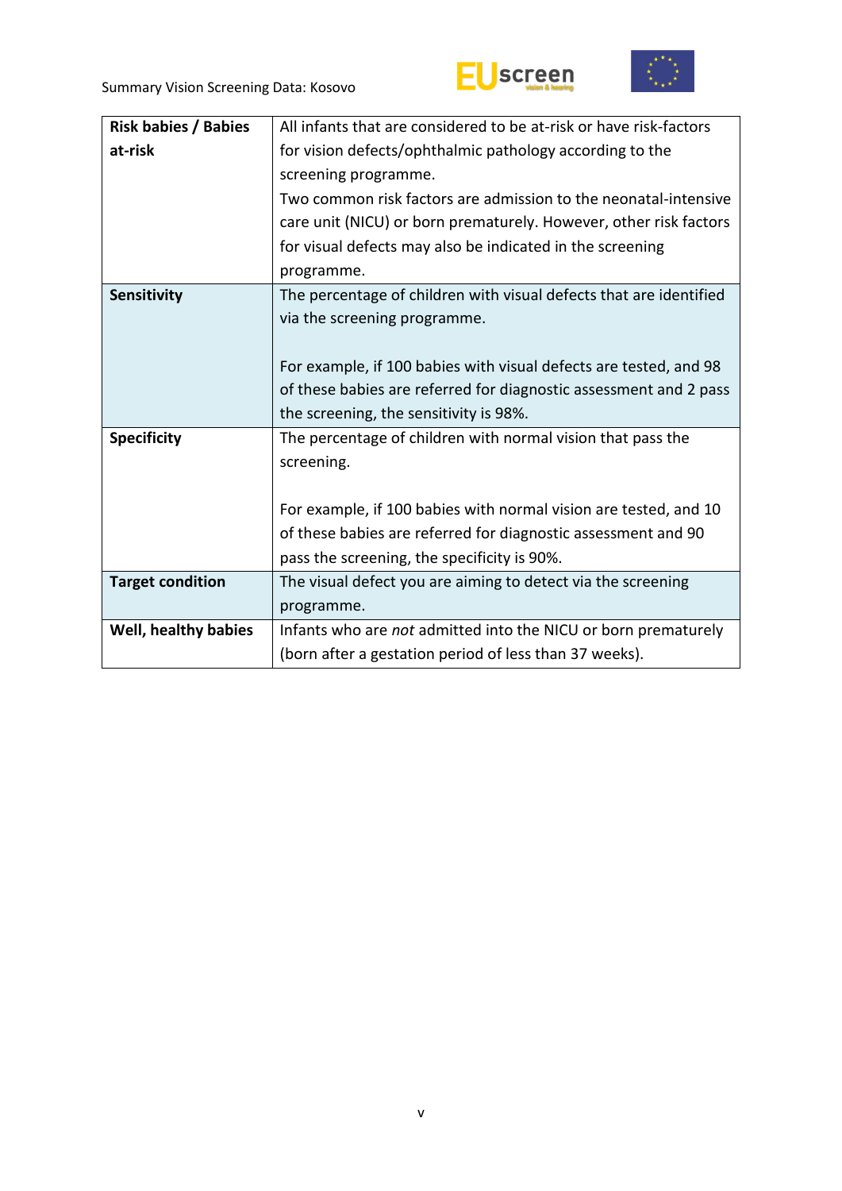| Risk babies / Babies at-risk | All infants that are considered to be at-risk or have risk-factors for vision defects/ophthalmic pathology according to the screening programme.<br>Two common risk factors are admission to the neonatal-intensive care unit (NICU) or born prematurely. However, other risk factors for visual defects may also be indicated in the screening programme. |
|---|---|
| **Sensitivity** | The percentage of children with visual defects that are identified via the screening programme.<br><br>For example, if 100 babies with visual defects are tested, and 98 of these babies are referred for diagnostic assessment and 2 pass the screening, the sensitivity is 98%. |
| **Specificity** | The percentage of children with normal vision that pass the screening.<br><br>For example, if 100 babies with normal vision are tested, and 10 of these babies are referred for diagnostic assessment and 90 pass the screening, the specificity is 90%. |
| **Target condition** | The visual defect you are aiming to detect via the screening programme. |
| **Well, healthy babies** | Infants who are *not* admitted into the NICU or born prematurely (born after a gestation period of less than 37 weeks). |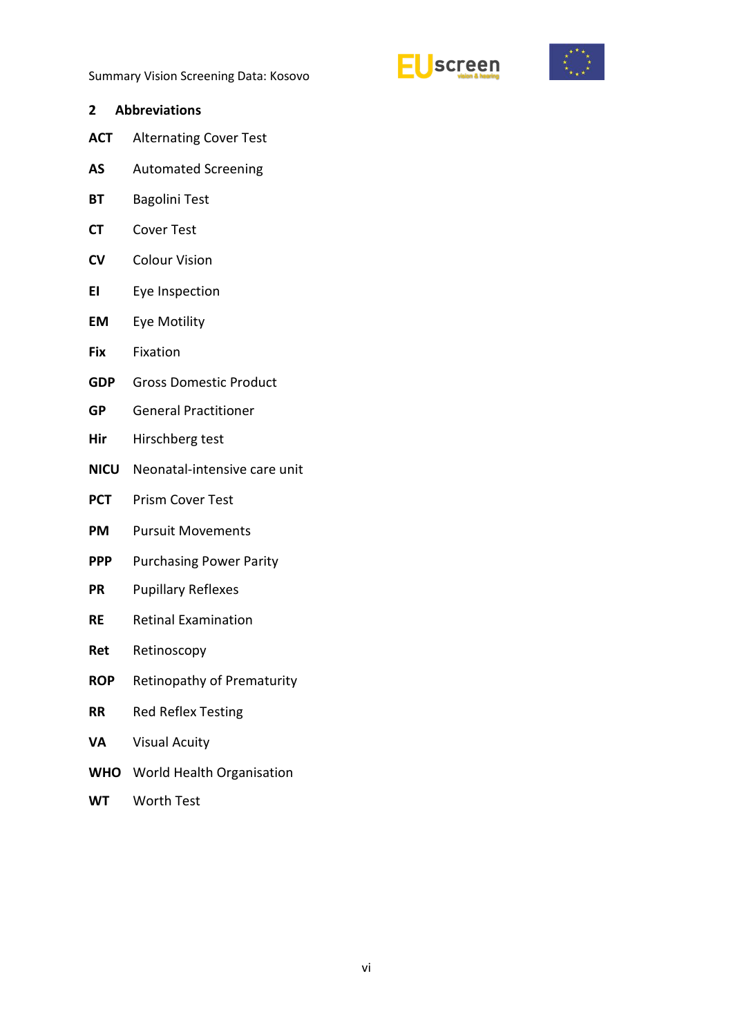## 2 Abbreviations

| | |
|---|---|
| **ACT** | Alternating Cover Test |
| **AS** | Automated Screening |
| **BT** | Bagolini Test |
| **CT** | Cover Test |
| **CV** | Colour Vision |
| **EI** | Eye Inspection |
| **EM** | Eye Motility |
| **Fix** | Fixation |
| **GDP** | Gross Domestic Product |
| **GP** | General Practitioner |
| **Hir** | Hirschberg test |
| **NICU** | Neonatal-intensive care unit |
| **PCT** | Prism Cover Test |
| **PM** | Pursuit Movements |
| **PPP** | Purchasing Power Parity |
| **PR** | Pupillary Reflexes |
| **RE** | Retinal Examination |
| **Ret** | Retinoscopy |
| **ROP** | Retinopathy of Prematurity |
| **RR** | Red Reflex Testing |
| **VA** | Visual Acuity |
| **WHO** | World Health Organisation |
| **WT** | Worth Test |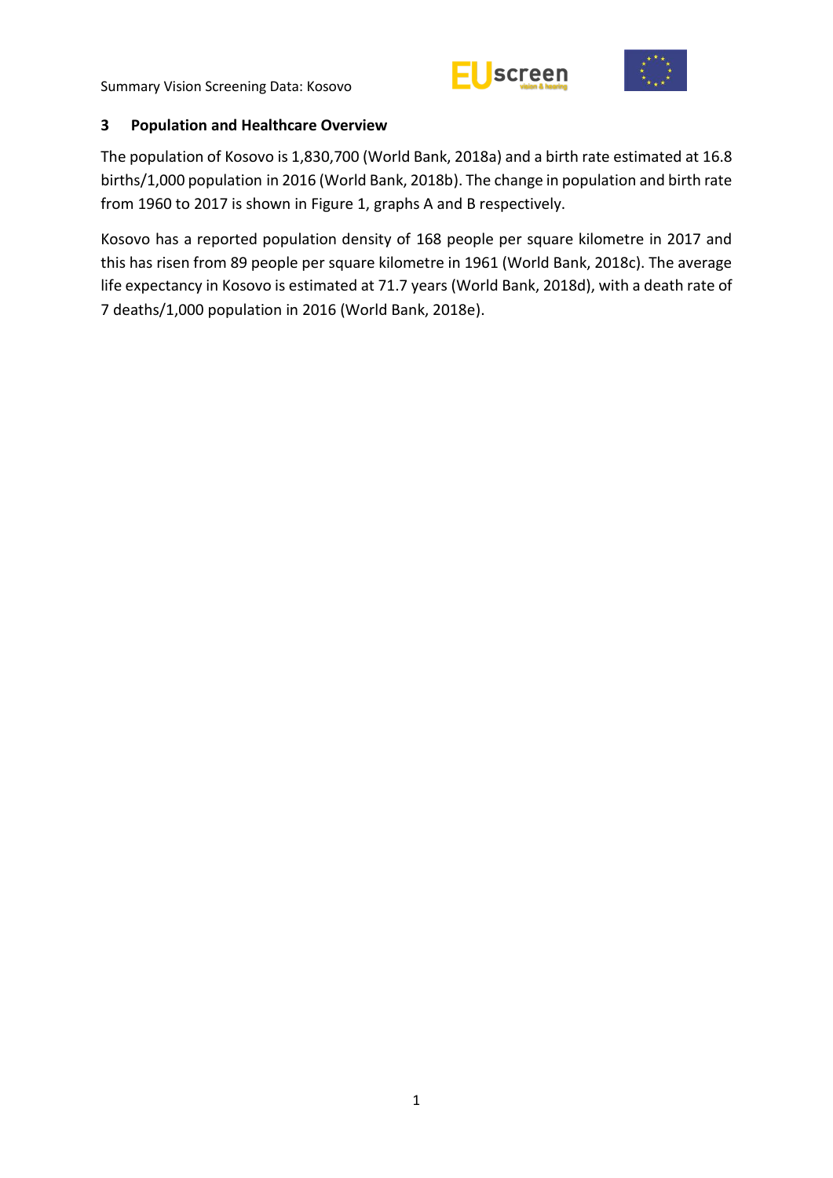## 3 Population and Healthcare Overview

The population of Kosovo is 1,830,700 (World Bank, 2018a) and a birth rate estimated at 16.8 births/1,000 population in 2016 (World Bank, 2018b). The change in population and birth rate from 1960 to 2017 is shown in Figure 1, graphs A and B respectively.

Kosovo has a reported population density of 168 people per square kilometre in 2017 and this has risen from 89 people per square kilometre in 1961 (World Bank, 2018c). The average life expectancy in Kosovo is estimated at 71.7 years (World Bank, 2018d), with a death rate of 7 deaths/1,000 population in 2016 (World Bank, 2018e).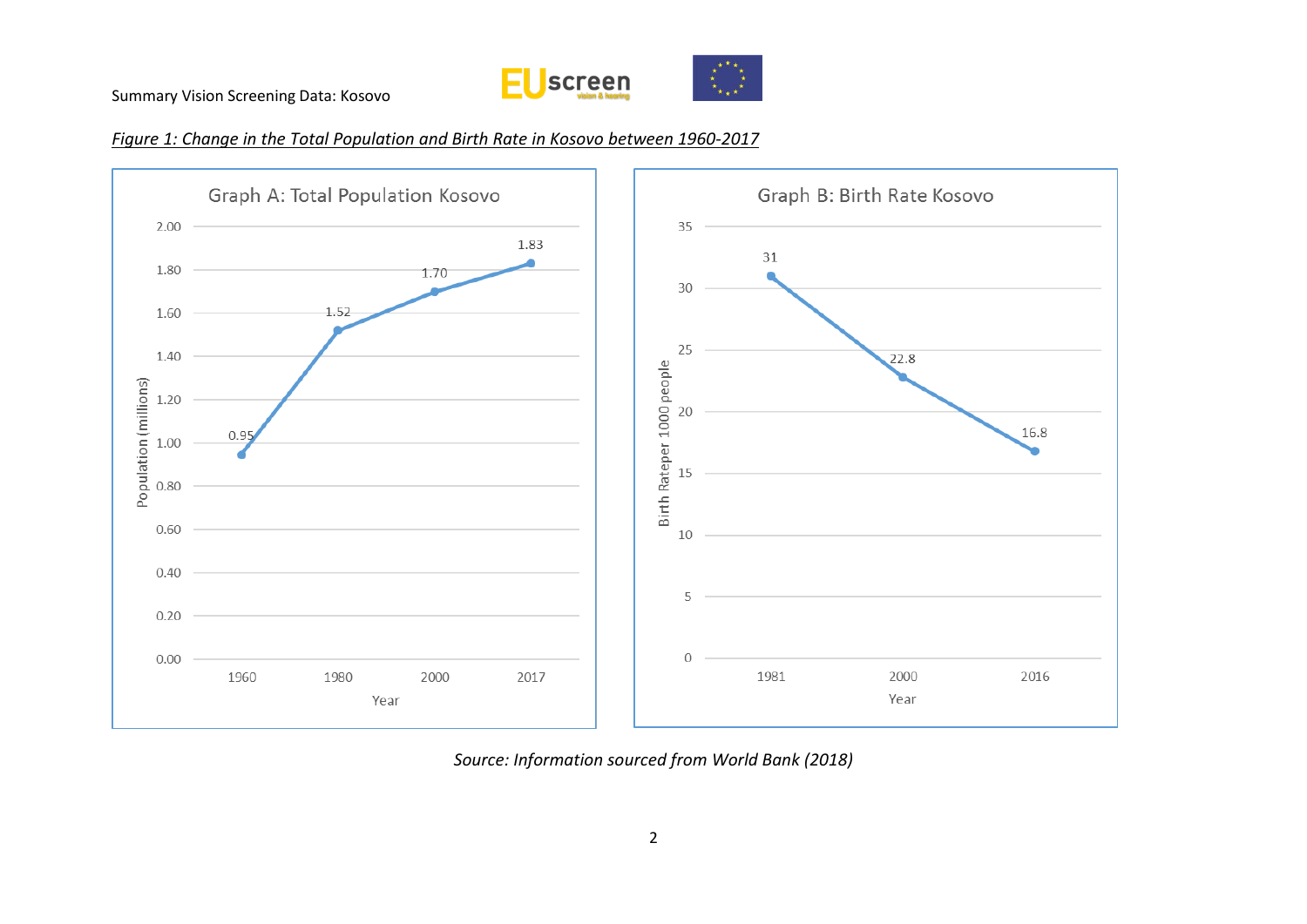*Figure 1: Change in the Total Population and Birth Rate in Kosovo between 1960-2017*

**Graph A: Total Population Kosovo**

| Year | Population (millions) |
|---|---|
| 1960 | 0.95 |
| 1980 | 1.52 |
| 2000 | 1.70 |
| 2017 | 1.83 |

**Graph B: Birth Rate Kosovo**

| Year | Birth Rateper 1000 people |
|---|---|
| 1981 | 31 |
| 2000 | 22.8 |
| 2016 | 16.8 |

*Source: Information sourced from World Bank (2018)*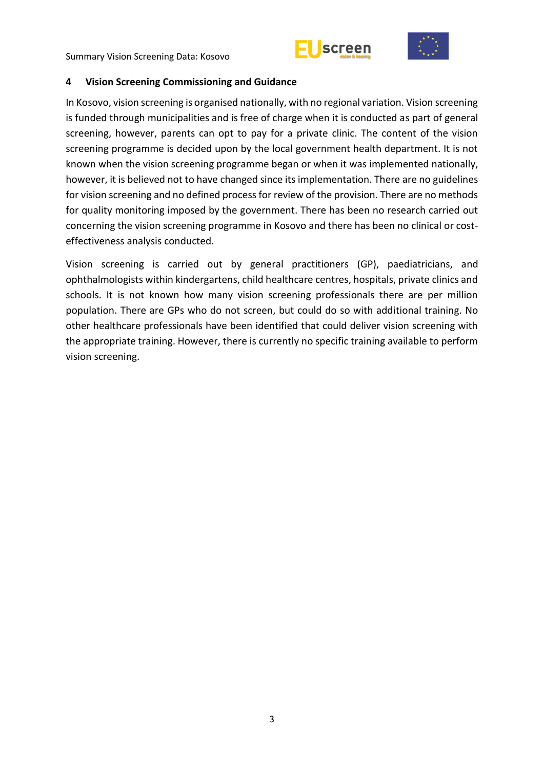## 4 Vision Screening Commissioning and Guidance

In Kosovo, vision screening is organised nationally, with no regional variation. Vision screening is funded through municipalities and is free of charge when it is conducted as part of general screening, however, parents can opt to pay for a private clinic. The content of the vision screening programme is decided upon by the local government health department. It is not known when the vision screening programme began or when it was implemented nationally, however, it is believed not to have changed since its implementation. There are no guidelines for vision screening and no defined process for review of the provision. There are no methods for quality monitoring imposed by the government. There has been no research carried out concerning the vision screening programme in Kosovo and there has been no clinical or cost-effectiveness analysis conducted.

Vision screening is carried out by general practitioners (GP), paediatricians, and ophthalmologists within kindergartens, child healthcare centres, hospitals, private clinics and schools. It is not known how many vision screening professionals there are per million population. There are GPs who do not screen, but could do so with additional training. No other healthcare professionals have been identified that could deliver vision screening with the appropriate training. However, there is currently no specific training available to perform vision screening.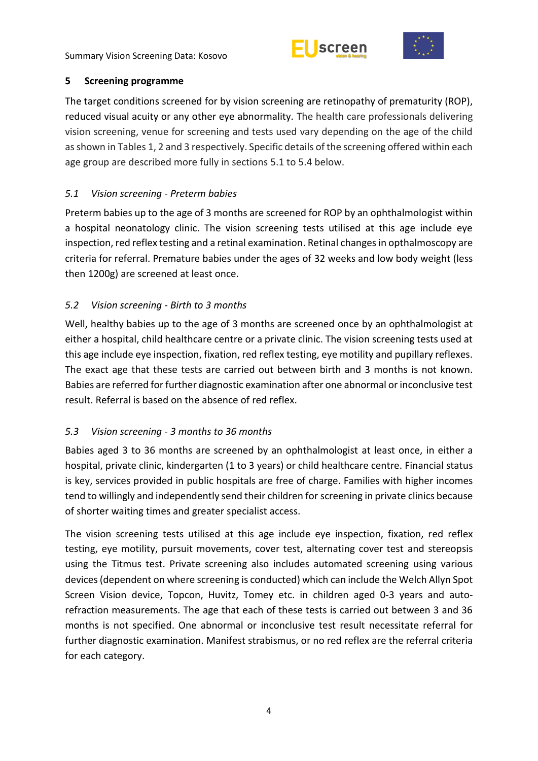## 5 Screening programme

The target conditions screened for by vision screening are retinopathy of prematurity (ROP), reduced visual acuity or any other eye abnormality. The health care professionals delivering vision screening, venue for screening and tests used vary depending on the age of the child as shown in Tables 1, 2 and 3 respectively. Specific details of the screening offered within each age group are described more fully in sections 5.1 to 5.4 below.

### *5.1 Vision screening - Preterm babies*

Preterm babies up to the age of 3 months are screened for ROP by an ophthalmologist within a hospital neonatology clinic. The vision screening tests utilised at this age include eye inspection, red reflex testing and a retinal examination. Retinal changes in opthalmoscopy are criteria for referral. Premature babies under the ages of 32 weeks and low body weight (less then 1200g) are screened at least once.

### *5.2 Vision screening - Birth to 3 months*

Well, healthy babies up to the age of 3 months are screened once by an ophthalmologist at either a hospital, child healthcare centre or a private clinic. The vision screening tests used at this age include eye inspection, fixation, red reflex testing, eye motility and pupillary reflexes. The exact age that these tests are carried out between birth and 3 months is not known. Babies are referred for further diagnostic examination after one abnormal or inconclusive test result. Referral is based on the absence of red reflex.

### *5.3 Vision screening - 3 months to 36 months*

Babies aged 3 to 36 months are screened by an ophthalmologist at least once, in either a hospital, private clinic, kindergarten (1 to 3 years) or child healthcare centre. Financial status is key, services provided in public hospitals are free of charge. Families with higher incomes tend to willingly and independently send their children for screening in private clinics because of shorter waiting times and greater specialist access.

The vision screening tests utilised at this age include eye inspection, fixation, red reflex testing, eye motility, pursuit movements, cover test, alternating cover test and stereopsis using the Titmus test. Private screening also includes automated screening using various devices (dependent on where screening is conducted) which can include the Welch Allyn Spot Screen Vision device, Topcon, Huvitz, Tomey etc. in children aged 0-3 years and auto-refraction measurements. The age that each of these tests is carried out between 3 and 36 months is not specified. One abnormal or inconclusive test result necessitate referral for further diagnostic examination. Manifest strabismus, or no red reflex are the referral criteria for each category.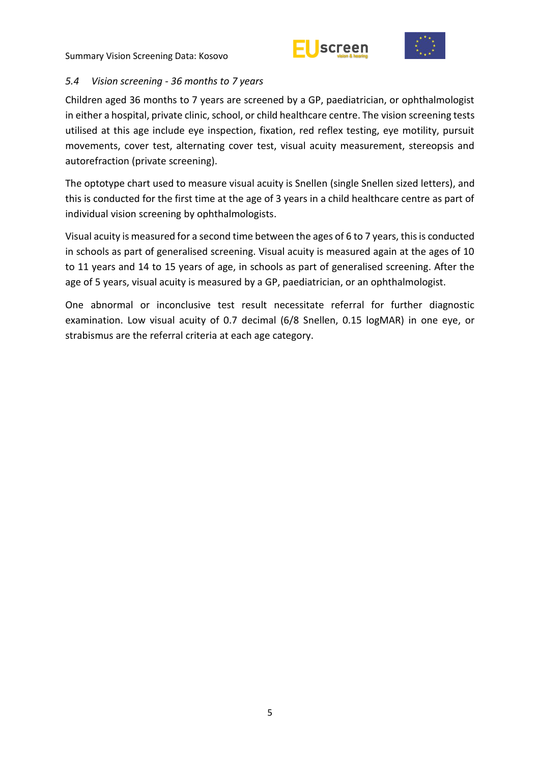### *5.4 Vision screening - 36 months to 7 years*

Children aged 36 months to 7 years are screened by a GP, paediatrician, or ophthalmologist in either a hospital, private clinic, school, or child healthcare centre. The vision screening tests utilised at this age include eye inspection, fixation, red reflex testing, eye motility, pursuit movements, cover test, alternating cover test, visual acuity measurement, stereopsis and autorefraction (private screening).

The optotype chart used to measure visual acuity is Snellen (single Snellen sized letters), and this is conducted for the first time at the age of 3 years in a child healthcare centre as part of individual vision screening by ophthalmologists.

Visual acuity is measured for a second time between the ages of 6 to 7 years, this is conducted in schools as part of generalised screening. Visual acuity is measured again at the ages of 10 to 11 years and 14 to 15 years of age, in schools as part of generalised screening. After the age of 5 years, visual acuity is measured by a GP, paediatrician, or an ophthalmologist.

One abnormal or inconclusive test result necessitate referral for further diagnostic examination. Low visual acuity of 0.7 decimal (6/8 Snellen, 0.15 logMAR) in one eye, or strabismus are the referral criteria at each age category.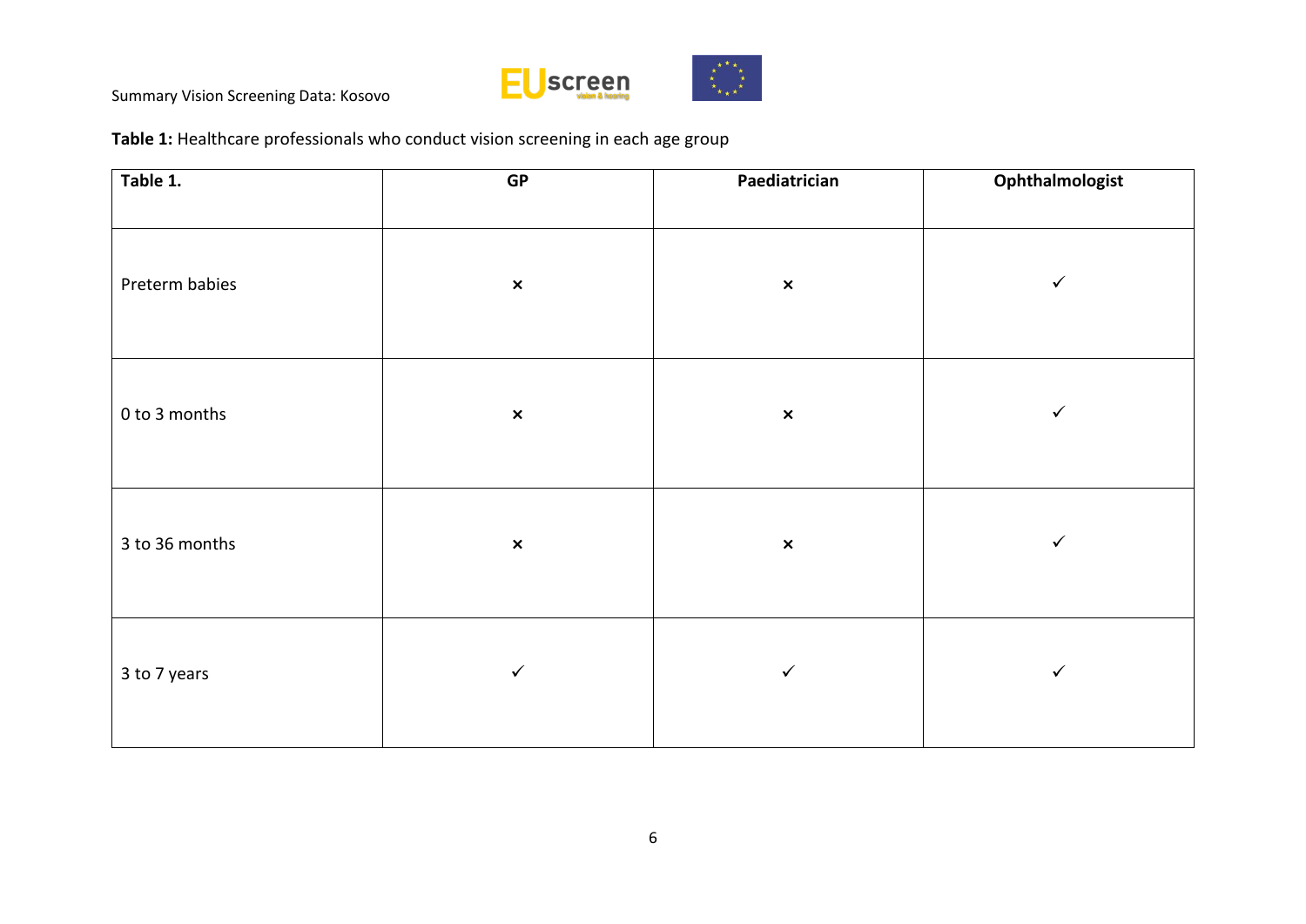**Table 1:** Healthcare professionals who conduct vision screening in each age group

| Table 1. | GP | Paediatrician | Ophthalmologist |
|---|---|---|---|
| Preterm babies | × | × | ✓ |
| 0 to 3 months | × | × | ✓ |
| 3 to 36 months | × | × | ✓ |
| 3 to 7 years | ✓ | ✓ | ✓ |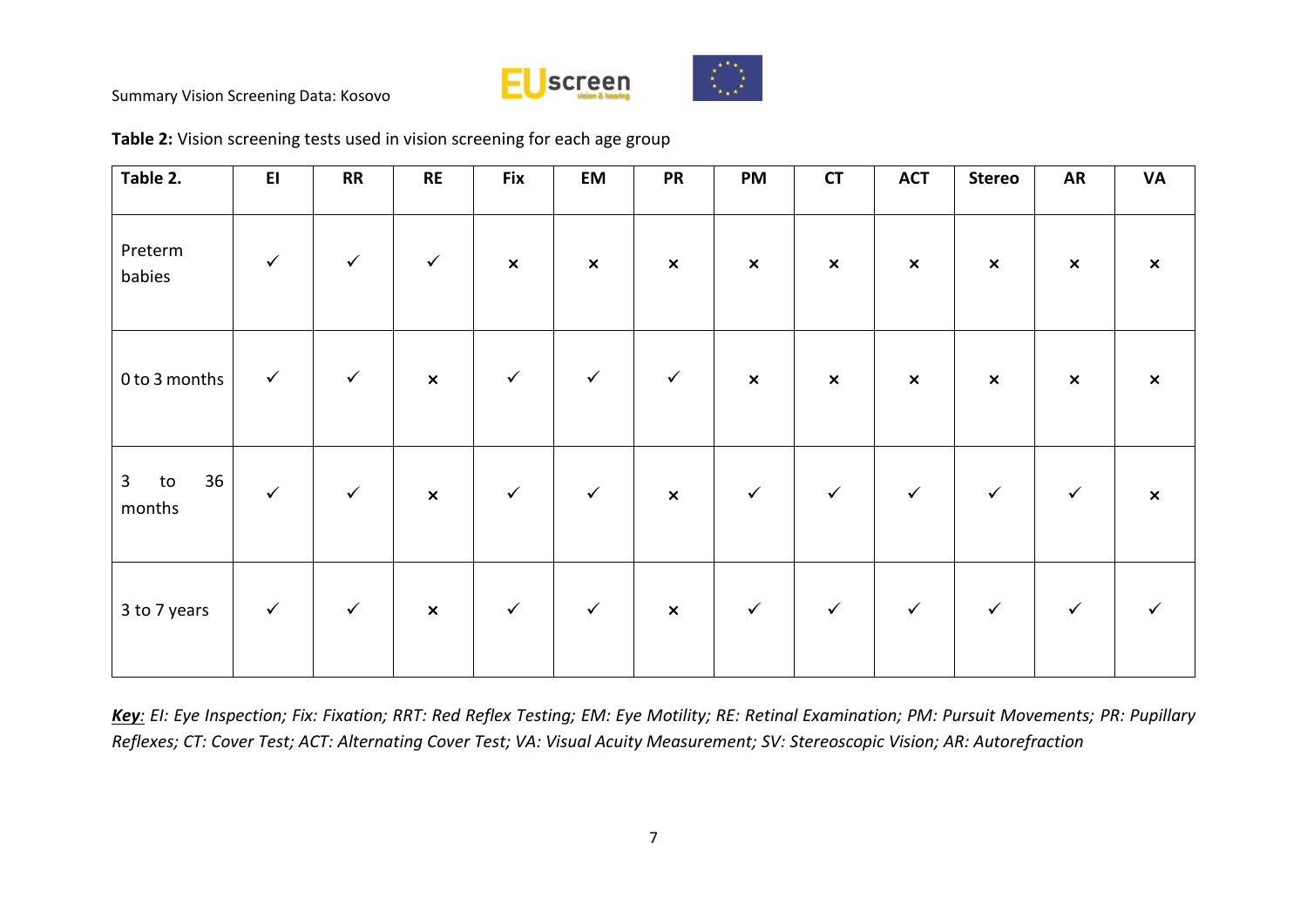**Table 2:** Vision screening tests used in vision screening for each age group

| Table 2. | EI | RR | RE | Fix | EM | PR | PM | CT | ACT | Stereo | AR | VA |
|---|---|---|---|---|---|---|---|---|---|---|---|---|
| Preterm babies | ✓ | ✓ | ✓ | × | × | × | × | × | × | × | × | × |
| 0 to 3 months | ✓ | ✓ | × | ✓ | ✓ | ✓ | × | × | × | × | × | × |
| 3 to 36 months | ✓ | ✓ | × | ✓ | ✓ | × | ✓ | ✓ | ✓ | ✓ | ✓ | × |
| 3 to 7 years | ✓ | ✓ | × | ✓ | ✓ | × | ✓ | ✓ | ✓ | ✓ | ✓ | ✓ |

***Key**: EI: Eye Inspection; Fix: Fixation; RRT: Red Reflex Testing; EM: Eye Motility; RE: Retinal Examination; PM: Pursuit Movements; PR: Pupillary Reflexes; CT: Cover Test; ACT: Alternating Cover Test; VA: Visual Acuity Measurement; SV: Stereoscopic Vision; AR: Autorefraction*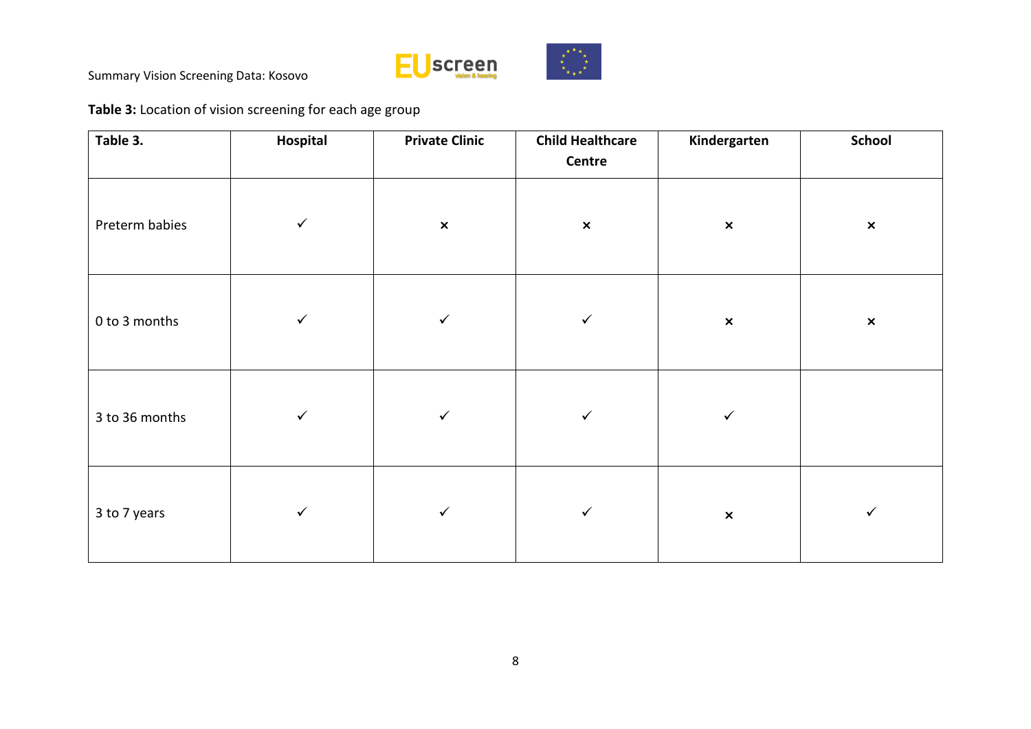**Table 3:** Location of vision screening for each age group

| Table 3. | Hospital | Private Clinic | Child Healthcare Centre | Kindergarten | School |
|---|---|---|---|---|---|
| Preterm babies | ✓ | × | × | × | × |
| 0 to 3 months | ✓ | ✓ | ✓ | × | × |
| 3 to 36 months | ✓ | ✓ | ✓ | ✓ | |
| 3 to 7 years | ✓ | ✓ | ✓ | × | ✓ |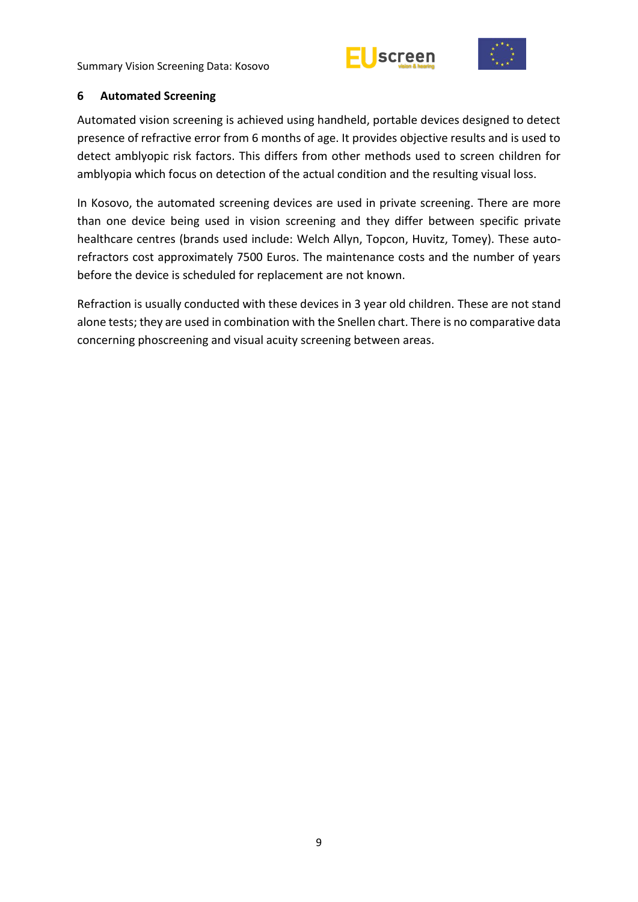## 6 Automated Screening

Automated vision screening is achieved using handheld, portable devices designed to detect presence of refractive error from 6 months of age. It provides objective results and is used to detect amblyopic risk factors. This differs from other methods used to screen children for amblyopia which focus on detection of the actual condition and the resulting visual loss.

In Kosovo, the automated screening devices are used in private screening. There are more than one device being used in vision screening and they differ between specific private healthcare centres (brands used include: Welch Allyn, Topcon, Huvitz, Tomey). These auto-refractors cost approximately 7500 Euros. The maintenance costs and the number of years before the device is scheduled for replacement are not known.

Refraction is usually conducted with these devices in 3 year old children. These are not stand alone tests; they are used in combination with the Snellen chart. There is no comparative data concerning phoscreening and visual acuity screening between areas.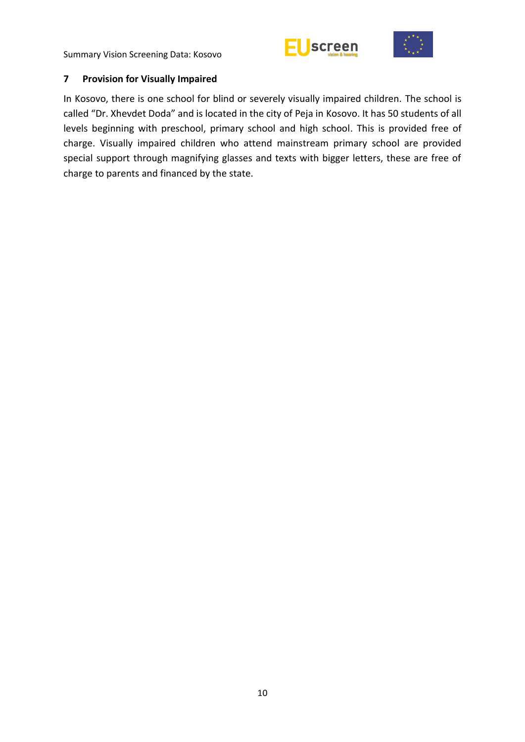## 7 Provision for Visually Impaired

In Kosovo, there is one school for blind or severely visually impaired children. The school is called “Dr. Xhevdet Doda” and is located in the city of Peja in Kosovo. It has 50 students of all levels beginning with preschool, primary school and high school. This is provided free of charge. Visually impaired children who attend mainstream primary school are provided special support through magnifying glasses and texts with bigger letters, these are free of charge to parents and financed by the state.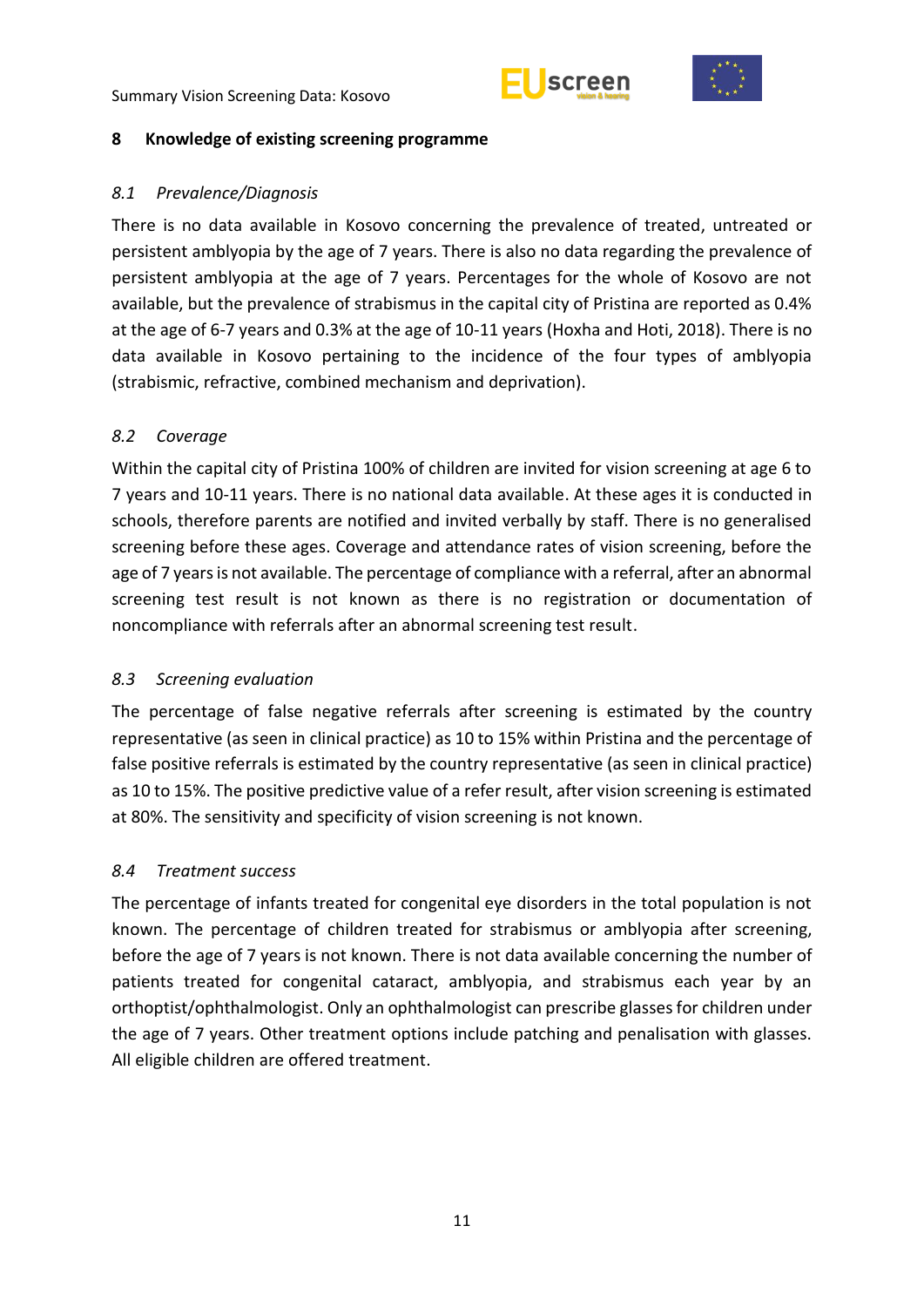## 8 Knowledge of existing screening programme

### *8.1 Prevalence/Diagnosis*

There is no data available in Kosovo concerning the prevalence of treated, untreated or persistent amblyopia by the age of 7 years. There is also no data regarding the prevalence of persistent amblyopia at the age of 7 years. Percentages for the whole of Kosovo are not available, but the prevalence of strabismus in the capital city of Pristina are reported as 0.4% at the age of 6-7 years and 0.3% at the age of 10-11 years (Hoxha and Hoti, 2018). There is no data available in Kosovo pertaining to the incidence of the four types of amblyopia (strabismic, refractive, combined mechanism and deprivation).

### *8.2 Coverage*

Within the capital city of Pristina 100% of children are invited for vision screening at age 6 to 7 years and 10-11 years. There is no national data available. At these ages it is conducted in schools, therefore parents are notified and invited verbally by staff. There is no generalised screening before these ages. Coverage and attendance rates of vision screening, before the age of 7 years is not available. The percentage of compliance with a referral, after an abnormal screening test result is not known as there is no registration or documentation of noncompliance with referrals after an abnormal screening test result.

### *8.3 Screening evaluation*

The percentage of false negative referrals after screening is estimated by the country representative (as seen in clinical practice) as 10 to 15% within Pristina and the percentage of false positive referrals is estimated by the country representative (as seen in clinical practice) as 10 to 15%. The positive predictive value of a refer result, after vision screening is estimated at 80%. The sensitivity and specificity of vision screening is not known.

### *8.4 Treatment success*

The percentage of infants treated for congenital eye disorders in the total population is not known. The percentage of children treated for strabismus or amblyopia after screening, before the age of 7 years is not known. There is not data available concerning the number of patients treated for congenital cataract, amblyopia, and strabismus each year by an orthoptist/ophthalmologist. Only an ophthalmologist can prescribe glasses for children under the age of 7 years. Other treatment options include patching and penalisation with glasses. All eligible children are offered treatment.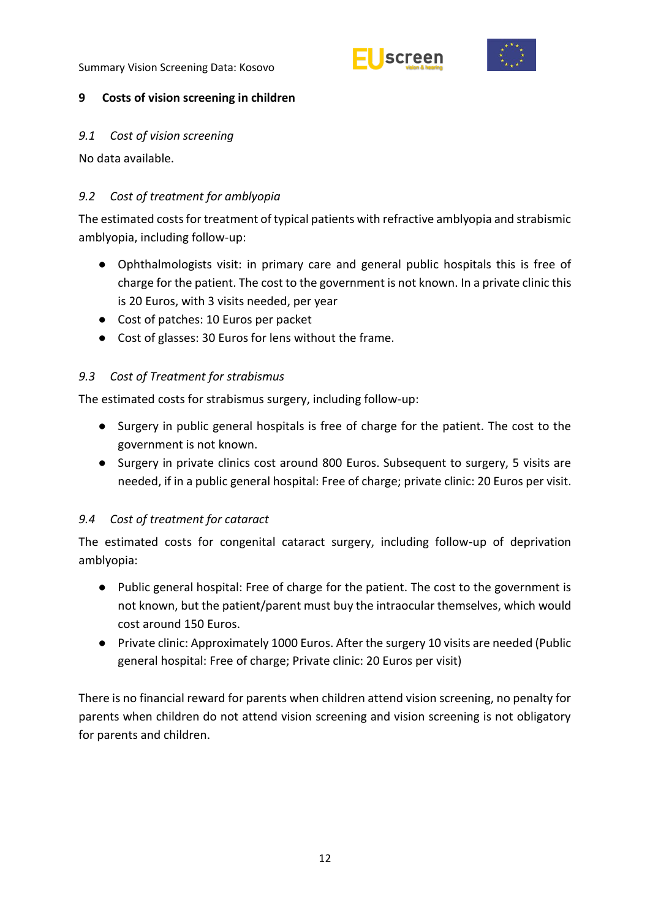## 9 Costs of vision screening in children

### *9.1 Cost of vision screening*

No data available.

### *9.2 Cost of treatment for amblyopia*

The estimated costs for treatment of typical patients with refractive amblyopia and strabismic amblyopia, including follow-up:

- Ophthalmologists visit: in primary care and general public hospitals this is free of charge for the patient. The cost to the government is not known. In a private clinic this is 20 Euros, with 3 visits needed, per year
- Cost of patches: 10 Euros per packet
- Cost of glasses: 30 Euros for lens without the frame.

### *9.3 Cost of Treatment for strabismus*

The estimated costs for strabismus surgery, including follow-up:

- Surgery in public general hospitals is free of charge for the patient. The cost to the government is not known.
- Surgery in private clinics cost around 800 Euros. Subsequent to surgery, 5 visits are needed, if in a public general hospital: Free of charge; private clinic: 20 Euros per visit.

### *9.4 Cost of treatment for cataract*

The estimated costs for congenital cataract surgery, including follow-up of deprivation amblyopia:

- Public general hospital: Free of charge for the patient. The cost to the government is not known, but the patient/parent must buy the intraocular themselves, which would cost around 150 Euros.
- Private clinic: Approximately 1000 Euros. After the surgery 10 visits are needed (Public general hospital: Free of charge; Private clinic: 20 Euros per visit)

There is no financial reward for parents when children attend vision screening, no penalty for parents when children do not attend vision screening and vision screening is not obligatory for parents and children.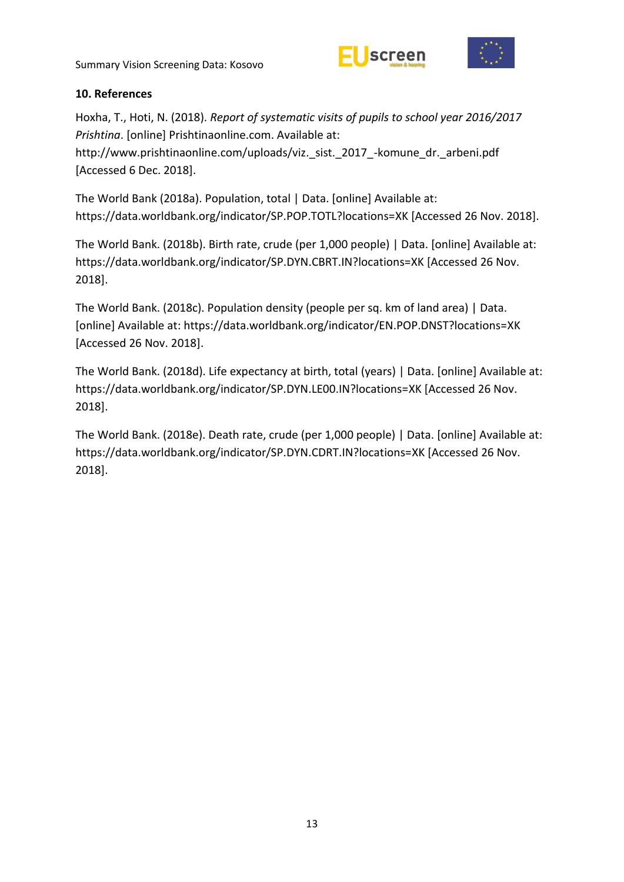## 10. References

Hoxha, T., Hoti, N. (2018). *Report of systematic visits of pupils to school year 2016/2017 Prishtina*. [online] Prishtinaonline.com. Available at: http://www.prishtinaonline.com/uploads/viz._sist._2017_-komune_dr._arbeni.pdf [Accessed 6 Dec. 2018].

The World Bank (2018a). Population, total | Data. [online] Available at: https://data.worldbank.org/indicator/SP.POP.TOTL?locations=XK [Accessed 26 Nov. 2018].

The World Bank. (2018b). Birth rate, crude (per 1,000 people) | Data. [online] Available at: https://data.worldbank.org/indicator/SP.DYN.CBRT.IN?locations=XK [Accessed 26 Nov. 2018].

The World Bank. (2018c). Population density (people per sq. km of land area) | Data. [online] Available at: https://data.worldbank.org/indicator/EN.POP.DNST?locations=XK [Accessed 26 Nov. 2018].

The World Bank. (2018d). Life expectancy at birth, total (years) | Data. [online] Available at: https://data.worldbank.org/indicator/SP.DYN.LE00.IN?locations=XK [Accessed 26 Nov. 2018].

The World Bank. (2018e). Death rate, crude (per 1,000 people) | Data. [online] Available at: https://data.worldbank.org/indicator/SP.DYN.CDRT.IN?locations=XK [Accessed 26 Nov. 2018].